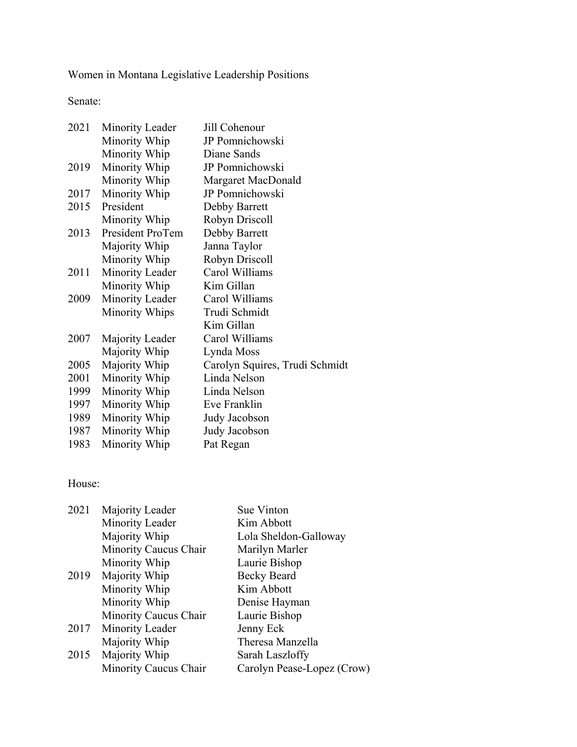Women in Montana Legislative Leadership Positions

Senate:

| Year | Position | Name |
|---|---|---|
| 2021 | Minority Leader | Jill Cohenour |
| | Minority Whip | JP Pomnichowski |
| | Minority Whip | Diane Sands |
| 2019 | Minority Whip | JP Pomnichowski |
| | Minority Whip | Margaret MacDonald |
| 2017 | Minority Whip | JP Pomnichowski |
| 2015 | President | Debby Barrett |
| | Minority Whip | Robyn Driscoll |
| 2013 | President ProTem | Debby Barrett |
| | Majority Whip | Janna Taylor |
| | Minority Whip | Robyn Driscoll |
| 2011 | Minority Leader | Carol Williams |
| | Minority Whip | Kim Gillan |
| 2009 | Minority Leader | Carol Williams |
| | Minority Whips | Trudi Schmidt |
| | | Kim Gillan |
| 2007 | Majority Leader | Carol Williams |
| | Majority Whip | Lynda Moss |
| 2005 | Majority Whip | Carolyn Squires, Trudi Schmidt |
| 2001 | Minority Whip | Linda Nelson |
| 1999 | Minority Whip | Linda Nelson |
| 1997 | Minority Whip | Eve Franklin |
| 1989 | Minority Whip | Judy Jacobson |
| 1987 | Minority Whip | Judy Jacobson |
| 1983 | Minority Whip | Pat Regan |

House:

| Year | Position | Name |
|---|---|---|
| 2021 | Majority Leader | Sue Vinton |
| | Minority Leader | Kim Abbott |
| | Majority Whip | Lola Sheldon-Galloway |
| | Minority Caucus Chair | Marilyn Marler |
| | Minority Whip | Laurie Bishop |
| 2019 | Majority Whip | Becky Beard |
| | Minority Whip | Kim Abbott |
| | Minority Whip | Denise Hayman |
| | Minority Caucus Chair | Laurie Bishop |
| 2017 | Minority Leader | Jenny Eck |
| | Majority Whip | Theresa Manzella |
| 2015 | Majority Whip | Sarah Laszloffy |
| | Minority Caucus Chair | Carolyn Pease-Lopez (Crow) |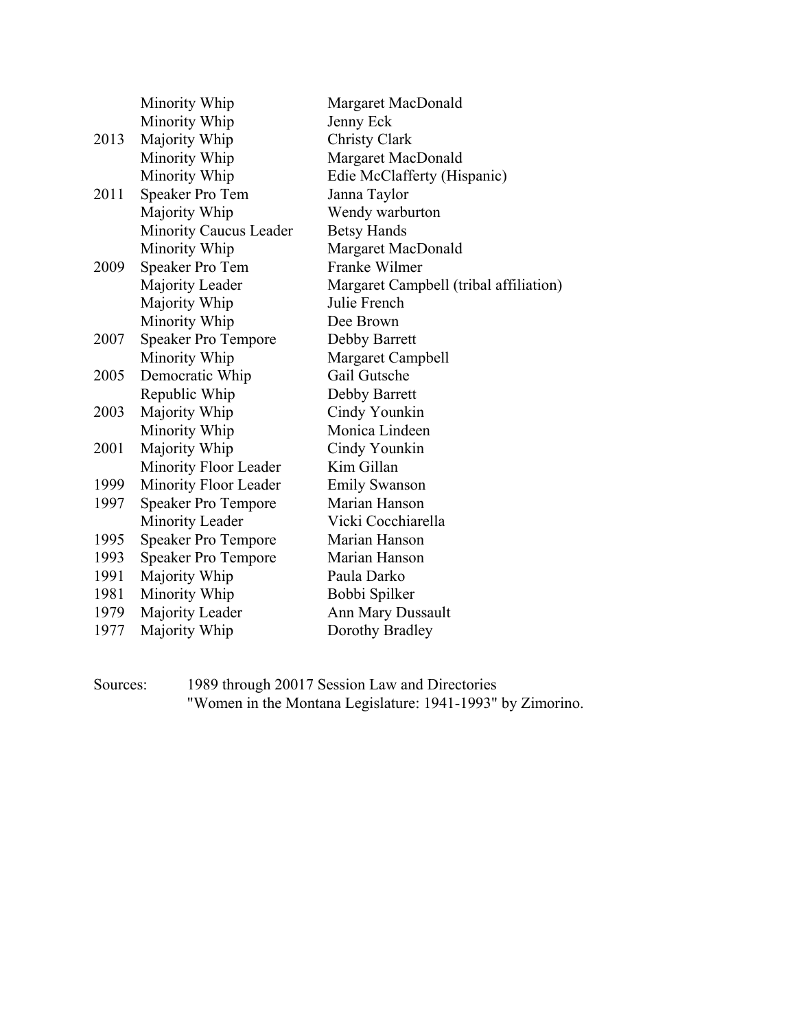| | | |
|---|---|---|
| | Minority Whip | Margaret MacDonald |
| | Minority Whip | Jenny Eck |
| 2013 | Majority Whip | Christy Clark |
| | Minority Whip | Margaret MacDonald |
| | Minority Whip | Edie McClafferty (Hispanic) |
| 2011 | Speaker Pro Tem | Janna Taylor |
| | Majority Whip | Wendy warburton |
| | Minority Caucus Leader | Betsy Hands |
| | Minority Whip | Margaret MacDonald |
| 2009 | Speaker Pro Tem | Franke Wilmer |
| | Majority Leader | Margaret Campbell (tribal affiliation) |
| | Majority Whip | Julie French |
| | Minority Whip | Dee Brown |
| 2007 | Speaker Pro Tempore | Debby Barrett |
| | Minority Whip | Margaret Campbell |
| 2005 | Democratic Whip | Gail Gutsche |
| | Republic Whip | Debby Barrett |
| 2003 | Majority Whip | Cindy Younkin |
| | Minority Whip | Monica Lindeen |
| 2001 | Majority Whip | Cindy Younkin |
| | Minority Floor Leader | Kim Gillan |
| 1999 | Minority Floor Leader | Emily Swanson |
| 1997 | Speaker Pro Tempore | Marian Hanson |
| | Minority Leader | Vicki Cocchiarella |
| 1995 | Speaker Pro Tempore | Marian Hanson |
| 1993 | Speaker Pro Tempore | Marian Hanson |
| 1991 | Majority Whip | Paula Darko |
| 1981 | Minority Whip | Bobbi Spilker |
| 1979 | Majority Leader | Ann Mary Dussault |
| 1977 | Majority Whip | Dorothy Bradley |

Sources: 1989 through 20017 Session Law and Directories
"Women in the Montana Legislature: 1941-1993" by Zimorino.